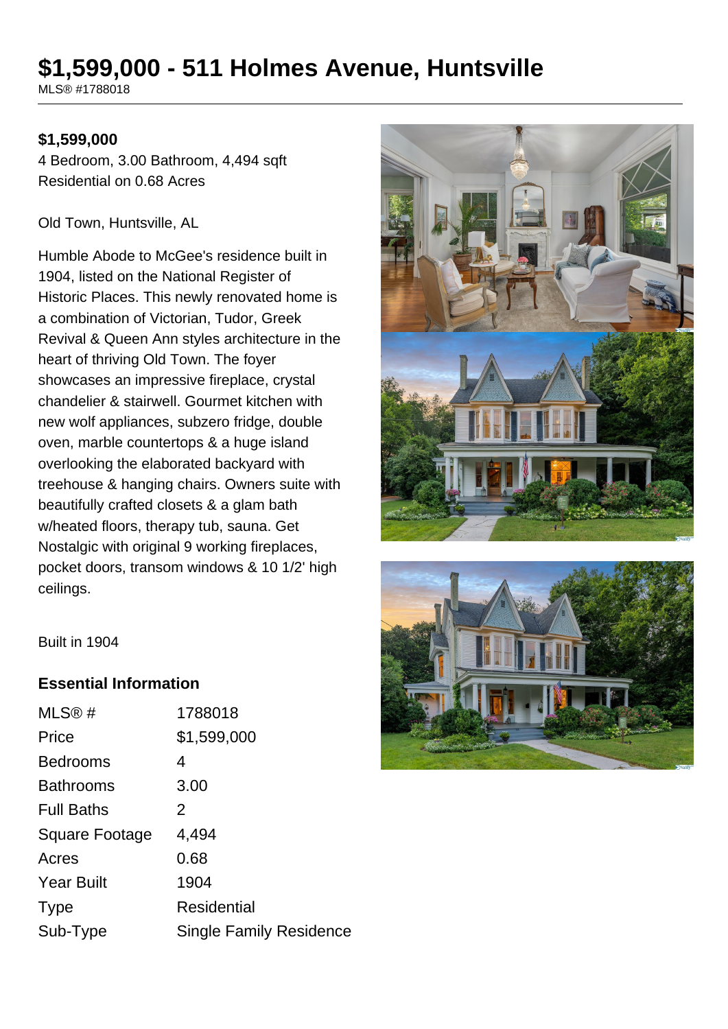# $1,599,000 - 511 Holmes Avenue, Huntsville

MLS® #1788018

**$1,599,000**

4 Bedroom, 3.00 Bathroom, 4,494 sqft
Residential on 0.68 Acres

Old Town, Huntsville, AL

Humble Abode to McGee's residence built in 1904, listed on the National Register of Historic Places. This newly renovated home is a combination of Victorian, Tudor, Greek Revival & Queen Ann styles architecture in the heart of thriving Old Town. The foyer showcases an impressive fireplace, crystal chandelier & stairwell. Gourmet kitchen with new wolf appliances, subzero fridge, double oven, marble countertops & a huge island overlooking the elaborated backyard with treehouse & hanging chairs. Owners suite with beautifully crafted closets & a glam bath w/heated floors, therapy tub, sauna. Get Nostalgic with original 9 working fireplaces, pocket doors, transom windows & 10 1/2' high ceilings.

Built in 1904

## Essential Information

| | |
|---|---|
| MLS® # | 1788018 |
| Price | $1,599,000 |
| Bedrooms | 4 |
| Bathrooms | 3.00 |
| Full Baths | 2 |
| Square Footage | 4,494 |
| Acres | 0.68 |
| Year Built | 1904 |
| Type | Residential |
| Sub-Type | Single Family Residence |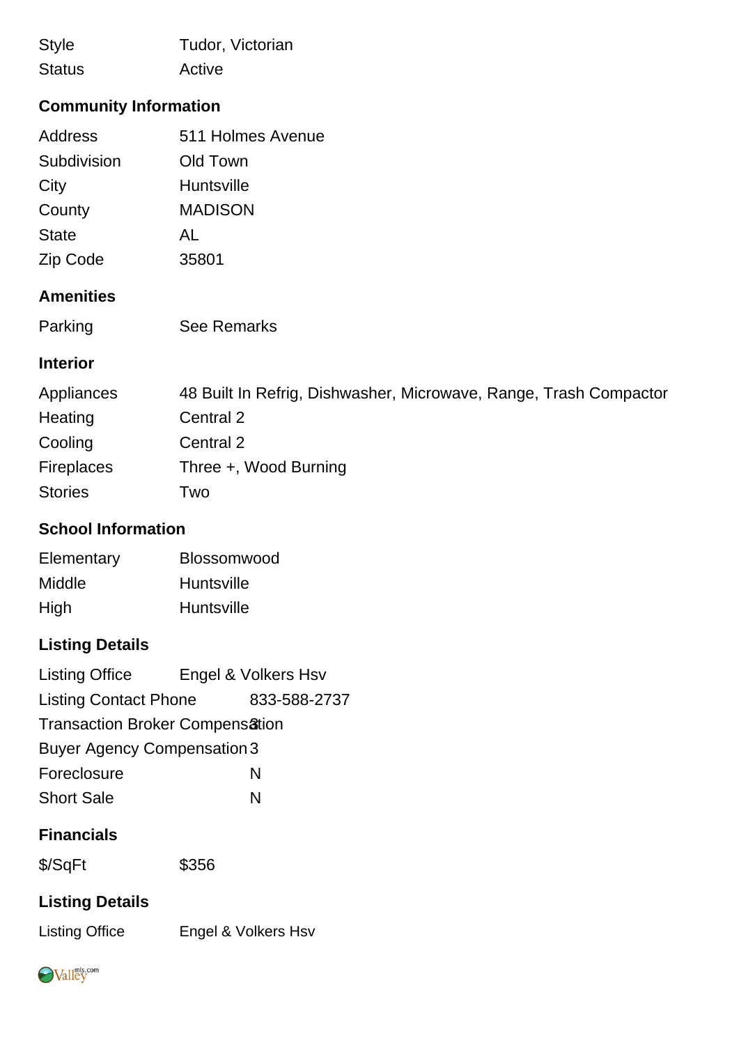| | |
|---|---|
| Style | Tudor, Victorian |
| Status | Active |

## Community Information

| | |
|---|---|
| Address | 511 Holmes Avenue |
| Subdivision | Old Town |
| City | Huntsville |
| County | MADISON |
| State | AL |
| Zip Code | 35801 |

## Amenities

| | |
|---|---|
| Parking | See Remarks |

## Interior

| | |
|---|---|
| Appliances | 48 Built In Refrig, Dishwasher, Microwave, Range, Trash Compactor |
| Heating | Central 2 |
| Cooling | Central 2 |
| Fireplaces | Three +, Wood Burning |
| Stories | Two |

## School Information

| | |
|---|---|
| Elementary | Blossomwood |
| Middle | Huntsville |
| High | Huntsville |

## Listing Details

| | |
|---|---|
| Listing Office | Engel & Volkers Hsv |
| Listing Contact Phone | 833-588-2737 |
| Transaction Broker Compensation | 3 |
| Buyer Agency Compensation | 3 |
| Foreclosure | N |
| Short Sale | N |

## Financials

| | |
|---|---|
| $/SqFt | $356 |

## Listing Details

| | |
|---|---|
| Listing Office | Engel & Volkers Hsv |

Valleymls.com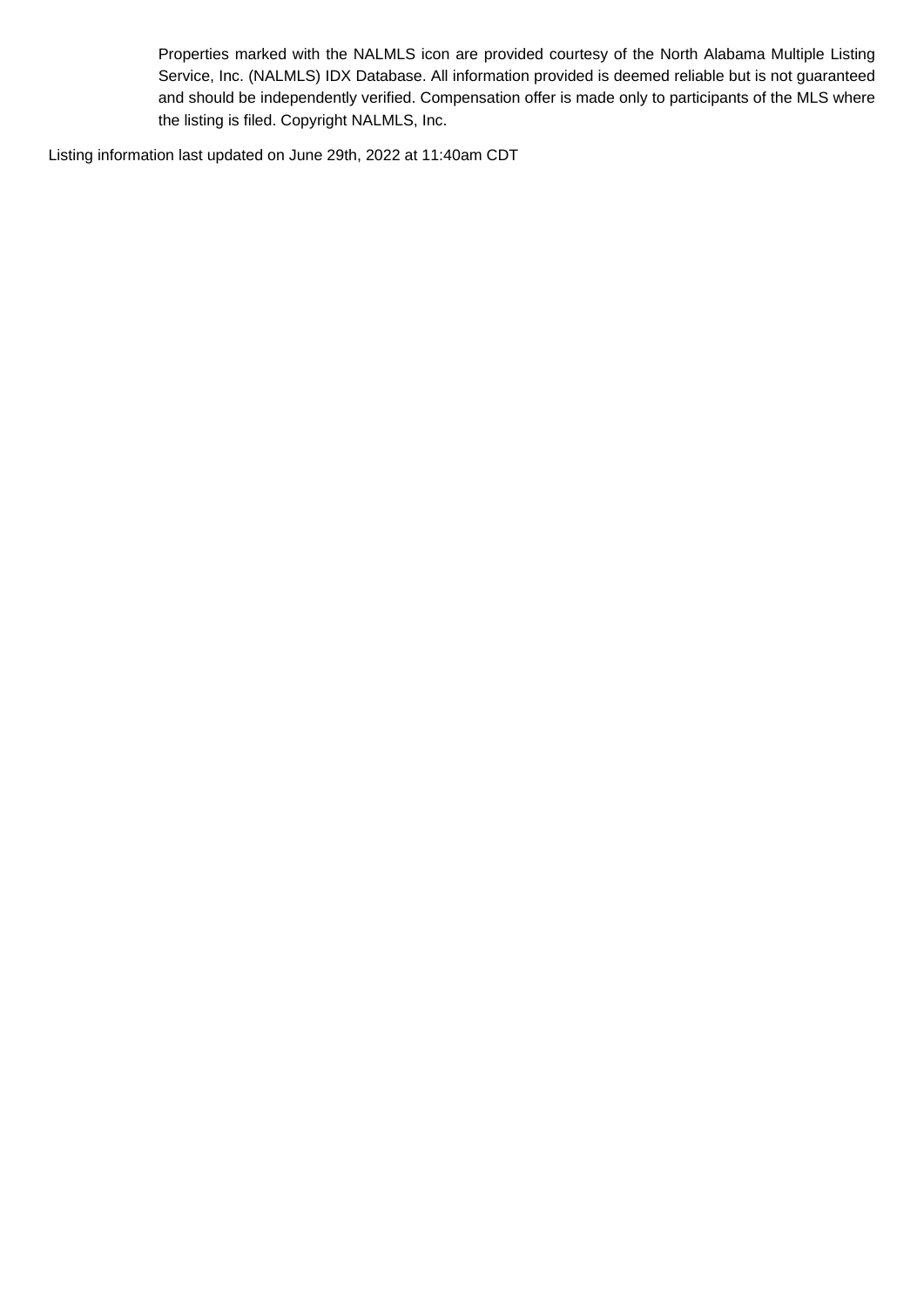Properties marked with the NALMLS icon are provided courtesy of the North Alabama Multiple Listing Service, Inc. (NALMLS) IDX Database. All information provided is deemed reliable but is not guaranteed and should be independently verified. Compensation offer is made only to participants of the MLS where the listing is filed. Copyright NALMLS, Inc.

Listing information last updated on June 29th, 2022 at 11:40am CDT